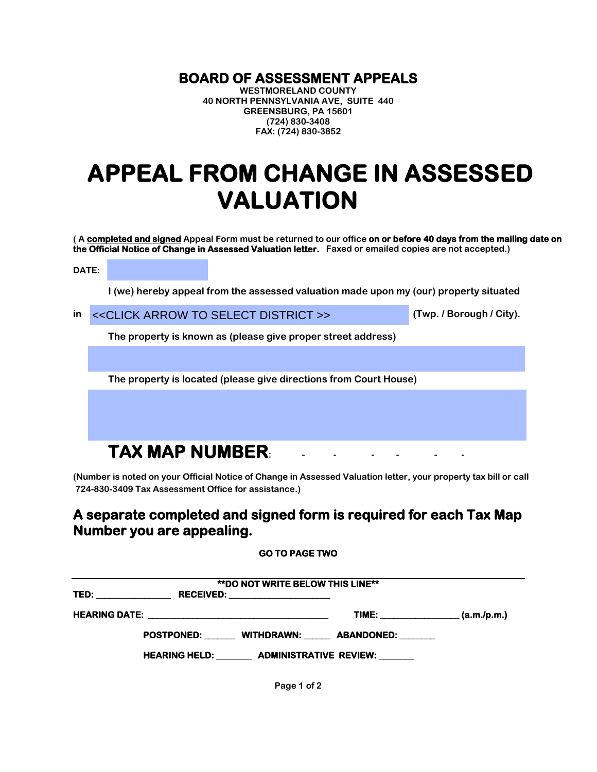# BOARD OF ASSESSMENT APPEALS

**WESTMORELAND COUNTY**
**40 NORTH PENNSYLVANIA AVE, SUITE 440**
**GREENSBURG, PA 15601**
**(724) 830-3408**
**FAX: (724) 830-3852**

# APPEAL FROM CHANGE IN ASSESSED VALUATION

( A **completed and signed** Appeal Form must be returned to our office **on or before 40 days from the mailing date on the Official Notice of Change in Assessed Valuation letter.** Faxed or emailed copies are not accepted.)

**DATE:**

I (we) hereby appeal from the assessed valuation made upon my (our) property situated

in <<CLICK ARROW TO SELECT DISTRICT >> (Twp. / Borough / City).

The property is known as (please give proper street address)

The property is located (please give directions from Court House)

**TAX MAP NUMBER**: - - - - - -

(Number is noted on your Official Notice of Change in Assessed Valuation letter, your property tax bill or call 724-830-3409 Tax Assessment Office for assistance.)

## A separate completed and signed form is required for each Tax Map Number you are appealing.

**GO TO PAGE TWO**

---

****DO NOT WRITE BELOW THIS LINE****

**TED:** _______________ **RECEIVED:** _____________________

**HEARING DATE:** ______________________________________ **TIME:** ________________ **(a.m./p.m.)**

**POSTPONED:** ______ **WITHDRAWN:** ______ **ABANDONED:** _______

**HEARING HELD:** _______ **ADMINISTRATIVE REVIEW:** _______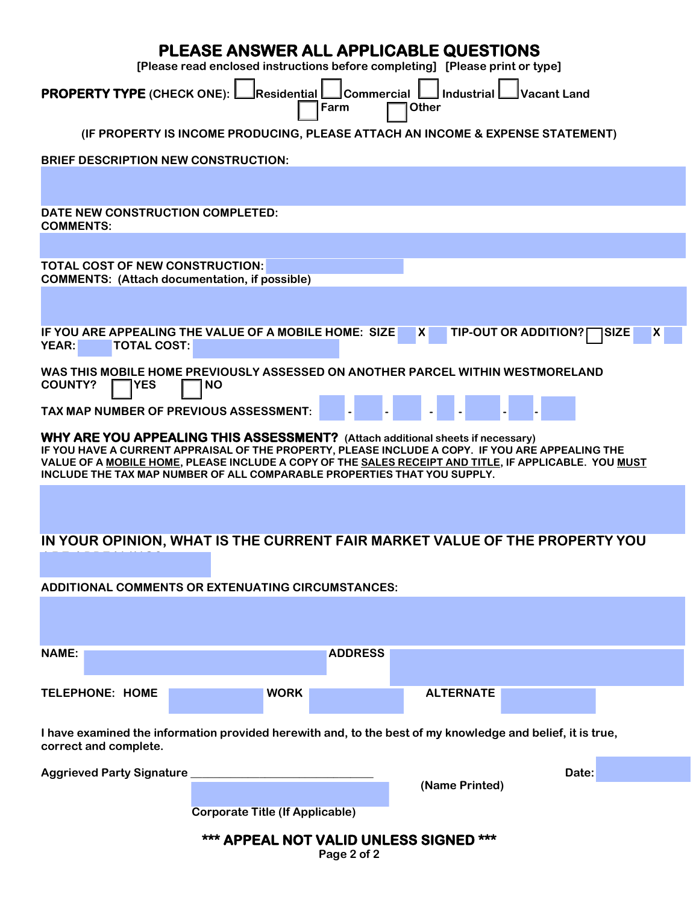# PLEASE ANSWER ALL APPLICABLE QUESTIONS

[Please read enclosed instructions before completing] [Please print or type]

**PROPERTY TYPE** (CHECK ONE): ☐ Residential ☐ Commercial ☐ Industrial ☐ Vacant Land ☐ Farm ☐ Other

**(IF PROPERTY IS INCOME PRODUCING, PLEASE ATTACH AN INCOME & EXPENSE STATEMENT)**

**BRIEF DESCRIPTION NEW CONSTRUCTION:**

**DATE NEW CONSTRUCTION COMPLETED:**
**COMMENTS:**

**TOTAL COST OF NEW CONSTRUCTION:**
**COMMENTS: (Attach documentation, if possible)**

**IF YOU ARE APPEALING THE VALUE OF A MOBILE HOME: SIZE ___ X ___ TIP-OUT OR ADDITION?** ☐ **SIZE ___ X ___**
**YEAR: ___ TOTAL COST: ___**

**WAS THIS MOBILE HOME PREVIOUSLY ASSESSED ON ANOTHER PARCEL WITHIN WESTMORELAND COUNTY?** ☐ **YES** ☐ **NO**

**TAX MAP NUMBER OF PREVIOUS ASSESSMENT:** ___ - ___ - ___ - ___ - ___ - ___ - ___

**WHY ARE YOU APPEALING THIS ASSESSMENT?** (Attach additional sheets if necessary)
**IF YOU HAVE A CURRENT APPRAISAL OF THE PROPERTY, PLEASE INCLUDE A COPY. IF YOU ARE APPEALING THE VALUE OF A MOBILE HOME, PLEASE INCLUDE A COPY OF THE SALES RECEIPT AND TITLE, IF APPLICABLE. YOU MUST INCLUDE THE TAX MAP NUMBER OF ALL COMPARABLE PROPERTIES THAT YOU SUPPLY.**

**IN YOUR OPINION, WHAT IS THE CURRENT FAIR MARKET VALUE OF THE PROPERTY YOU ARE APPEALING?**

**ADDITIONAL COMMENTS OR EXTENUATING CIRCUMSTANCES:**

**NAME:** ___ **ADDRESS** ___

**TELEPHONE: HOME** ___ **WORK** ___ **ALTERNATE** ___

**I have examined the information provided herewith and, to the best of my knowledge and belief, it is true, correct and complete.**

**Aggrieved Party Signature** ______________________________ **Date:** ___

**(Name Printed)**

**Corporate Title (If Applicable)**

**\*\*\* APPEAL NOT VALID UNLESS SIGNED \*\*\***